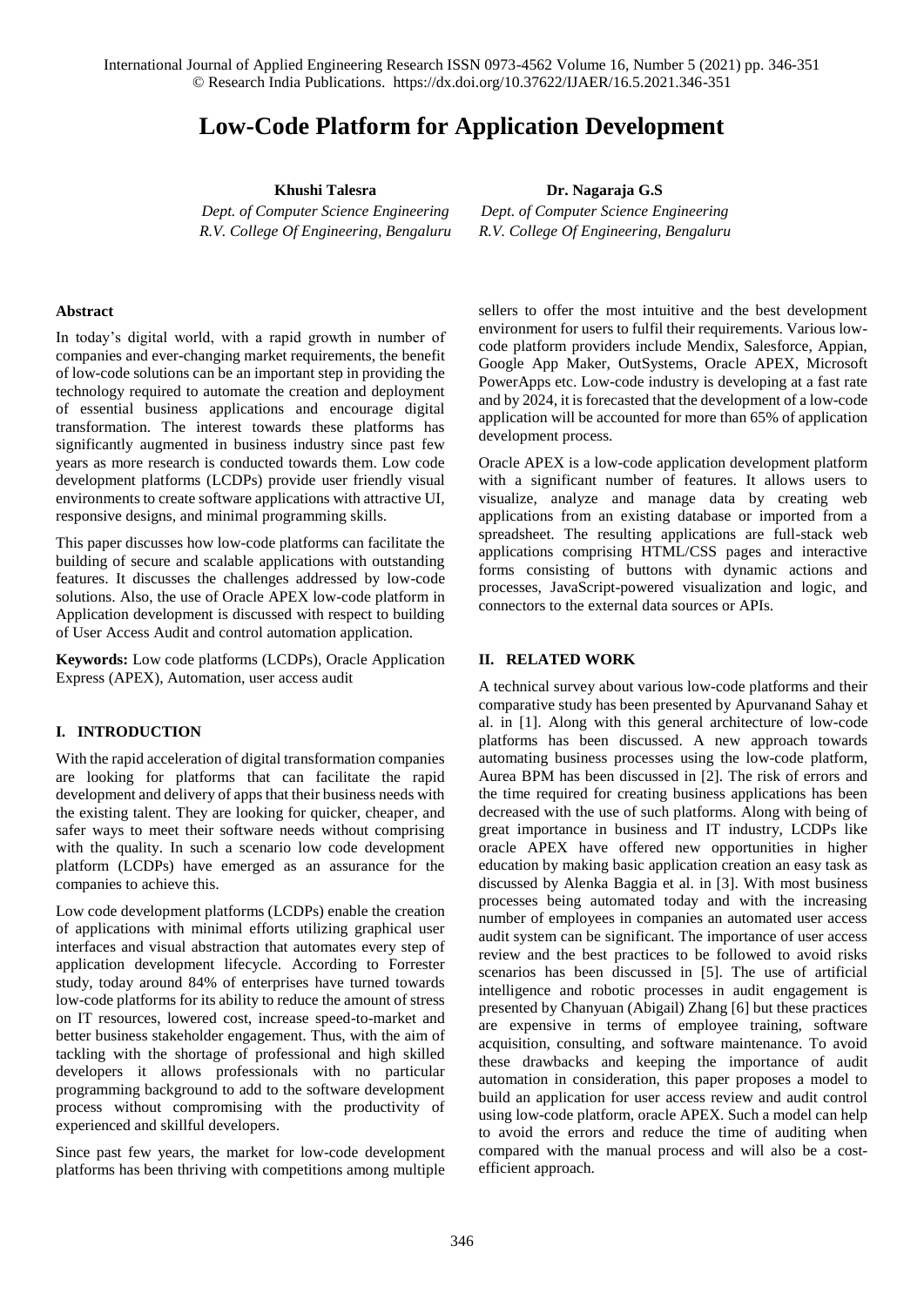# Low-Code Platform for Application Development

**Khushi Talesra**
*Dept. of Computer Science Engineering*
*R.V. College Of Engineering, Bengaluru*

**Dr. Nagaraja G.S**
*Dept. of Computer Science Engineering*
*R.V. College Of Engineering, Bengaluru*

## Abstract

In today's digital world, with a rapid growth in number of companies and ever-changing market requirements, the benefit of low-code solutions can be an important step in providing the technology required to automate the creation and deployment of essential business applications and encourage digital transformation. The interest towards these platforms has significantly augmented in business industry since past few years as more research is conducted towards them. Low code development platforms (LCDPs) provide user friendly visual environments to create software applications with attractive UI, responsive designs, and minimal programming skills.

This paper discusses how low-code platforms can facilitate the building of secure and scalable applications with outstanding features. It discusses the challenges addressed by low-code solutions. Also, the use of Oracle APEX low-code platform in Application development is discussed with respect to building of User Access Audit and control automation application.

**Keywords:** Low code platforms (LCDPs), Oracle Application Express (APEX), Automation, user access audit

## I. INTRODUCTION

With the rapid acceleration of digital transformation companies are looking for platforms that can facilitate the rapid development and delivery of apps that their business needs with the existing talent. They are looking for quicker, cheaper, and safer ways to meet their software needs without comprising with the quality. In such a scenario low code development platform (LCDPs) have emerged as an assurance for the companies to achieve this.

Low code development platforms (LCDPs) enable the creation of applications with minimal efforts utilizing graphical user interfaces and visual abstraction that automates every step of application development lifecycle. According to Forrester study, today around 84% of enterprises have turned towards low-code platforms for its ability to reduce the amount of stress on IT resources, lowered cost, increase speed-to-market and better business stakeholder engagement. Thus, with the aim of tackling with the shortage of professional and high skilled developers it allows professionals with no particular programming background to add to the software development process without compromising with the productivity of experienced and skillful developers.

Since past few years, the market for low-code development platforms has been thriving with competitions among multiple sellers to offer the most intuitive and the best development environment for users to fulfil their requirements. Various low-code platform providers include Mendix, Salesforce, Appian, Google App Maker, OutSystems, Oracle APEX, Microsoft PowerApps etc. Low-code industry is developing at a fast rate and by 2024, it is forecasted that the development of a low-code application will be accounted for more than 65% of application development process.

Oracle APEX is a low-code application development platform with a significant number of features. It allows users to visualize, analyze and manage data by creating web applications from an existing database or imported from a spreadsheet. The resulting applications are full-stack web applications comprising HTML/CSS pages and interactive forms consisting of buttons with dynamic actions and processes, JavaScript-powered visualization and logic, and connectors to the external data sources or APIs.

## II. RELATED WORK

A technical survey about various low-code platforms and their comparative study has been presented by Apurvanand Sahay et al. in [1]. Along with this general architecture of low-code platforms has been discussed. A new approach towards automating business processes using the low-code platform, Aurea BPM has been discussed in [2]. The risk of errors and the time required for creating business applications has been decreased with the use of such platforms. Along with being of great importance in business and IT industry, LCDPs like oracle APEX have offered new opportunities in higher education by making basic application creation an easy task as discussed by Alenka Baggia et al. in [3]. With most business processes being automated today and with the increasing number of employees in companies an automated user access audit system can be significant. The importance of user access review and the best practices to be followed to avoid risks scenarios has been discussed in [5]. The use of artificial intelligence and robotic processes in audit engagement is presented by Chanyuan (Abigail) Zhang [6] but these practices are expensive in terms of employee training, software acquisition, consulting, and software maintenance. To avoid these drawbacks and keeping the importance of audit automation in consideration, this paper proposes a model to build an application for user access review and audit control using low-code platform, oracle APEX. Such a model can help to avoid the errors and reduce the time of auditing when compared with the manual process and will also be a cost-efficient approach.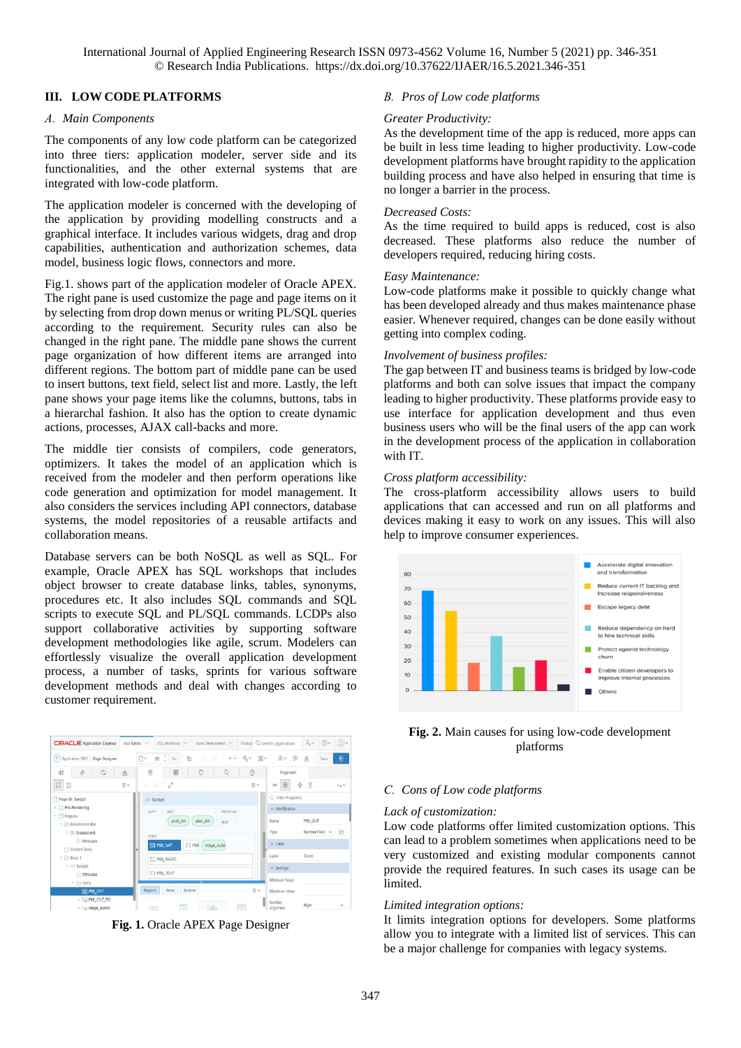## III. LOW CODE PLATFORMS

### A. Main Components

The components of any low code platform can be categorized into three tiers: application modeler, server side and its functionalities, and the other external systems that are integrated with low-code platform.

The application modeler is concerned with the developing of the application by providing modelling constructs and a graphical interface. It includes various widgets, drag and drop capabilities, authentication and authorization schemes, data model, business logic flows, connectors and more.

Fig.1. shows part of the application modeler of Oracle APEX. The right pane is used customize the page and page items on it by selecting from drop down menus or writing PL/SQL queries according to the requirement. Security rules can also be changed in the right pane. The middle pane shows the current page organization of how different items are arranged into different regions. The bottom part of middle pane can be used to insert buttons, text field, select list and more. Lastly, the left pane shows your page items like the columns, buttons, tabs in a hierarchal fashion. It also has the option to create dynamic actions, processes, AJAX call-backs and more.

The middle tier consists of compilers, code generators, optimizers. It takes the model of an application which is received from the modeler and then perform operations like code generation and optimization for model management. It also considers the services including API connectors, database systems, the model repositories of a reusable artifacts and collaboration means.

Database servers can be both NoSQL as well as SQL. For example, Oracle APEX has SQL workshops that includes object browser to create database links, tables, synonyms, procedures etc. It also includes SQL commands and SQL scripts to execute SQL and PL/SQL commands. LCDPs also support collaborative activities by supporting software development methodologies like agile, scrum. Modelers can effortlessly visualize the overall application development process, a number of tasks, sprints for various software development methods and deal with changes according to customer requirement.

**Fig. 1.** Oracle APEX Page Designer

### B. Pros of Low code platforms

*Greater Productivity:*
As the development time of the app is reduced, more apps can be built in less time leading to higher productivity. Low-code development platforms have brought rapidity to the application building process and have also helped in ensuring that time is no longer a barrier in the process.

*Decreased Costs:*
As the time required to build apps is reduced, cost is also decreased. These platforms also reduce the number of developers required, reducing hiring costs.

*Easy Maintenance:*
Low-code platforms make it possible to quickly change what has been developed already and thus makes maintenance phase easier. Whenever required, changes can be done easily without getting into complex coding.

*Involvement of business profiles:*
The gap between IT and business teams is bridged by low-code platforms and both can solve issues that impact the company leading to higher productivity. These platforms provide easy to use interface for application development and thus even business users who will be the final users of the app can work in the development process of the application in collaboration with IT.

*Cross platform accessibility:*
The cross-platform accessibility allows users to build applications that can accessed and run on all platforms and devices making it easy to work on any issues. This will also help to improve consumer experiences.

**Fig. 2.** Main causes for using low-code development platforms

### C. Cons of Low code platforms

*Lack of customization:*
Low code platforms offer limited customization options. This can lead to a problem sometimes when applications need to be very customized and existing modular components cannot provide the required features. In such cases its usage can be limited.

*Limited integration options:*
It limits integration options for developers. Some platforms allow you to integrate with a limited list of services. This can be a major challenge for companies with legacy systems.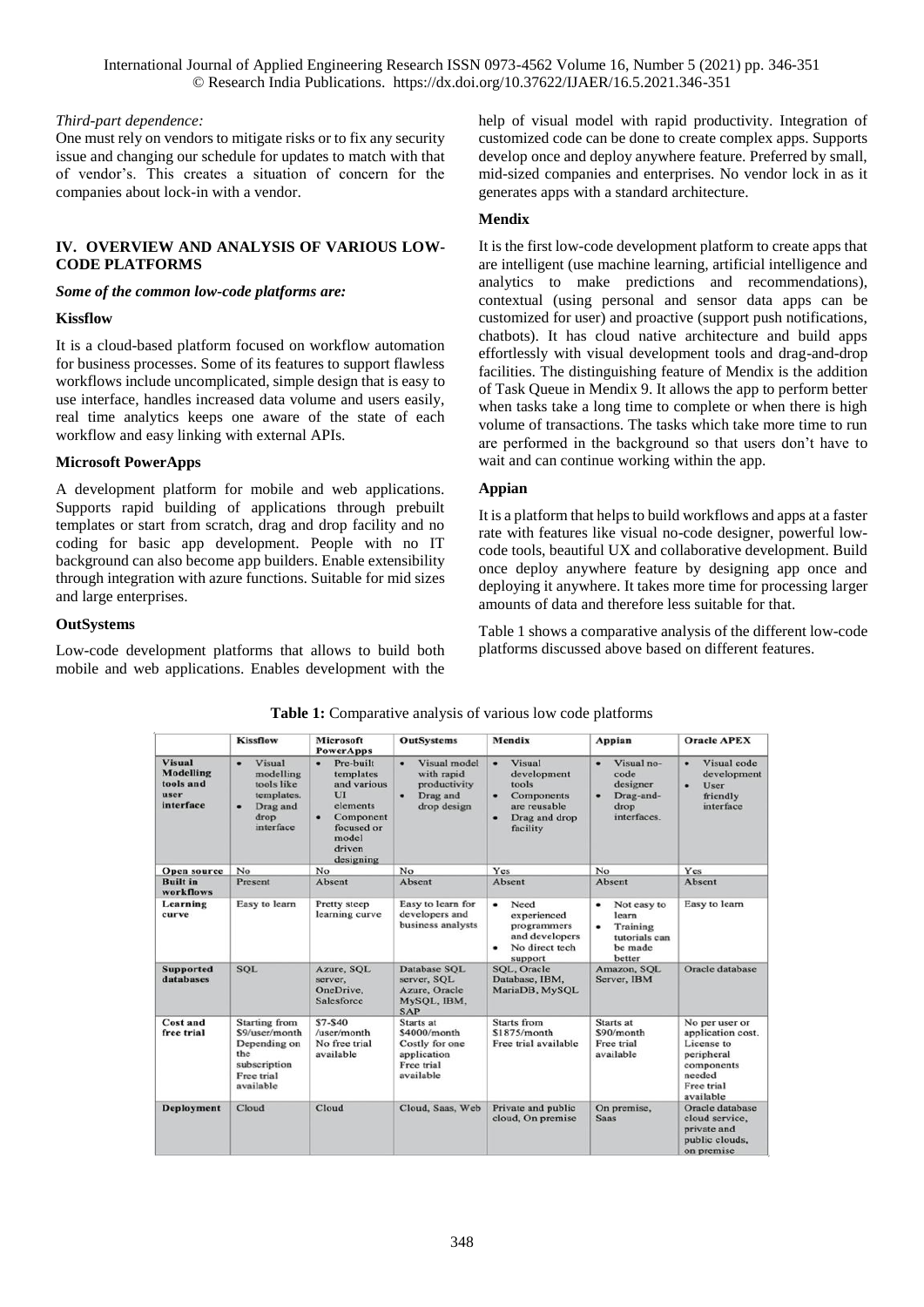*Third-part dependence:*

One must rely on vendors to mitigate risks or to fix any security issue and changing our schedule for updates to match with that of vendor's. This creates a situation of concern for the companies about lock-in with a vendor.

## IV. OVERVIEW AND ANALYSIS OF VARIOUS LOW-CODE PLATFORMS

***Some of the common low-code platforms are:***

### Kissflow

It is a cloud-based platform focused on workflow automation for business processes. Some of its features to support flawless workflows include uncomplicated, simple design that is easy to use interface, handles increased data volume and users easily, real time analytics keeps one aware of the state of each workflow and easy linking with external APIs.

### Microsoft PowerApps

A development platform for mobile and web applications. Supports rapid building of applications through prebuilt templates or start from scratch, drag and drop facility and no coding for basic app development. People with no IT background can also become app builders. Enable extensibility through integration with azure functions. Suitable for mid sizes and large enterprises.

### OutSystems

Low-code development platforms that allows to build both mobile and web applications. Enables development with the help of visual model with rapid productivity. Integration of customized code can be done to create complex apps. Supports develop once and deploy anywhere feature. Preferred by small, mid-sized companies and enterprises. No vendor lock in as it generates apps with a standard architecture.

### Mendix

It is the first low-code development platform to create apps that are intelligent (use machine learning, artificial intelligence and analytics to make predictions and recommendations), contextual (using personal and sensor data apps can be customized for user) and proactive (support push notifications, chatbots). It has cloud native architecture and build apps effortlessly with visual development tools and drag-and-drop facilities. The distinguishing feature of Mendix is the addition of Task Queue in Mendix 9. It allows the app to perform better when tasks take a long time to complete or when there is high volume of transactions. The tasks which take more time to run are performed in the background so that users don't have to wait and can continue working within the app.

### Appian

It is a platform that helps to build workflows and apps at a faster rate with features like visual no-code designer, powerful low-code tools, beautiful UX and collaborative development. Build once deploy anywhere feature by designing app once and deploying it anywhere. It takes more time for processing larger amounts of data and therefore less suitable for that.

Table 1 shows a comparative analysis of the different low-code platforms discussed above based on different features.

**Table 1:** Comparative analysis of various low code platforms

| | Kissflow | Microsoft PowerApps | OutSystems | Mendix | Appian | Oracle APEX |
|---|---|---|---|---|---|---|
| **Visual Modelling tools and user interface** | • Visual modelling tools like templates. • Drag and drop interface | • Pre-built templates and various UI elements • Component focused or model driven designing | • Visual model with rapid productivity • Drag and drop design | • Visual development tools • Components are reusable • Drag and drop facility | • Visual no-code designer • Drag-and-drop interfaces. | • Visual code development • User friendly interface |
| **Open source** | No | No | No | Yes | No | Yes |
| **Built in workflows** | Present | Absent | Absent | Absent | Absent | Absent |
| **Learning curve** | Easy to learn | Pretty steep learning curve | Easy to learn for developers and business analysts | • Need experienced programmers and developers • No direct tech support | • Not easy to learn • Training tutorials can be made better | Easy to learn |
| **Supported databases** | SQL | Azure, SQL server, OneDrive, Salesforce | Database SQL server, SQL Azure, Oracle MySQL, IBM, SAP | SQL, Oracle Database, IBM, MariaDB, MySQL | Amazon, SQL Server, IBM | Oracle database |
| **Cost and free trial** | Starting from $9/user/month Depending on the subscription Free trial available | $7-$40 /user/month No free trial available | Starts at $4000/month Costly for one application Free trial available | Starts from $1875/month Free trial available | Starts at $90/month Free trial available | No per user or application cost. License to peripheral components needed Free trial available |
| **Deployment** | Cloud | Cloud | Cloud, Saas, Web | Private and public cloud, On premise | On premise, Saas | Oracle database cloud service, private and public clouds, on premise |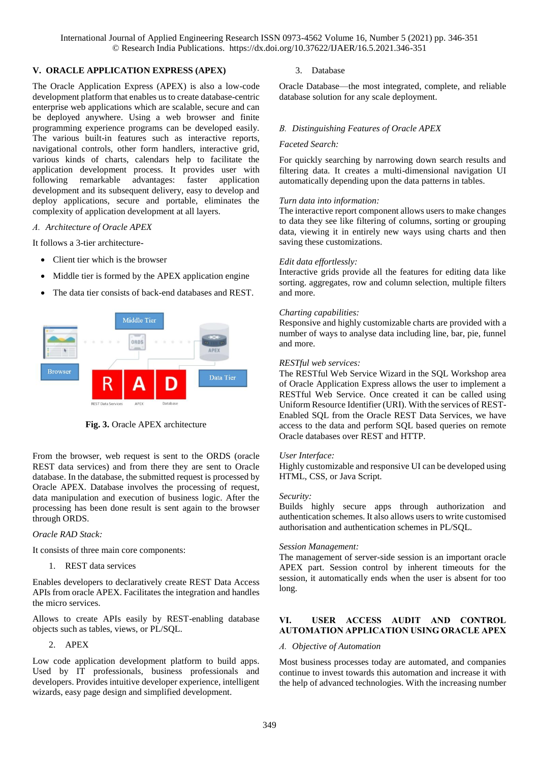## V. ORACLE APPLICATION EXPRESS (APEX)

The Oracle Application Express (APEX) is also a low-code development platform that enables us to create database-centric enterprise web applications which are scalable, secure and can be deployed anywhere. Using a web browser and finite programming experience programs can be developed easily. The various built-in features such as interactive reports, navigational controls, other form handlers, interactive grid, various kinds of charts, calendars help to facilitate the application development process. It provides user with following remarkable advantages: faster application development and its subsequent delivery, easy to develop and deploy applications, secure and portable, eliminates the complexity of application development at all layers.

### *A. Architecture of Oracle APEX*

It follows a 3-tier architecture-

- Client tier which is the browser
- Middle tier is formed by the APEX application engine
- The data tier consists of back-end databases and REST.

**Fig. 3.** Oracle APEX architecture

From the browser, web request is sent to the ORDS (oracle REST data services) and from there they are sent to Oracle database. In the database, the submitted request is processed by Oracle APEX. Database involves the processing of request, data manipulation and execution of business logic. After the processing has been done result is sent again to the browser through ORDS.

*Oracle RAD Stack:*

It consists of three main core components:

1. REST data services

Enables developers to declaratively create REST Data Access APIs from oracle APEX. Facilitates the integration and handles the micro services.

Allows to create APIs easily by REST-enabling database objects such as tables, views, or PL/SQL.

2. APEX

Low code application development platform to build apps. Used by IT professionals, business professionals and developers. Provides intuitive developer experience, intelligent wizards, easy page design and simplified development.

3. Database

Oracle Database—the most integrated, complete, and reliable database solution for any scale deployment.

### *B. Distinguishing Features of Oracle APEX*

*Faceted Search:*

For quickly searching by narrowing down search results and filtering data. It creates a multi-dimensional navigation UI automatically depending upon the data patterns in tables.

*Turn data into information:*
The interactive report component allows users to make changes to data they see like filtering of columns, sorting or grouping data, viewing it in entirely new ways using charts and then saving these customizations.

*Edit data effortlessly:*
Interactive grids provide all the features for editing data like sorting. aggregates, row and column selection, multiple filters and more.

*Charting capabilities:*
Responsive and highly customizable charts are provided with a number of ways to analyse data including line, bar, pie, funnel and more.

*RESTful web services:*
The RESTful Web Service Wizard in the SQL Workshop area of Oracle Application Express allows the user to implement a RESTful Web Service. Once created it can be called using Uniform Resource Identifier (URI). With the services of REST-Enabled SQL from the Oracle REST Data Services, we have access to the data and perform SQL based queries on remote Oracle databases over REST and HTTP.

*User Interface:*
Highly customizable and responsive UI can be developed using HTML, CSS, or Java Script.

*Security:*
Builds highly secure apps through authorization and authentication schemes. It also allows users to write customised authorisation and authentication schemes in PL/SQL.

*Session Management:*
The management of server-side session is an important oracle APEX part. Session control by inherent timeouts for the session, it automatically ends when the user is absent for too long.

## VI. USER ACCESS AUDIT AND CONTROL AUTOMATION APPLICATION USING ORACLE APEX

### *A. Objective of Automation*

Most business processes today are automated, and companies continue to invest towards this automation and increase it with the help of advanced technologies. With the increasing number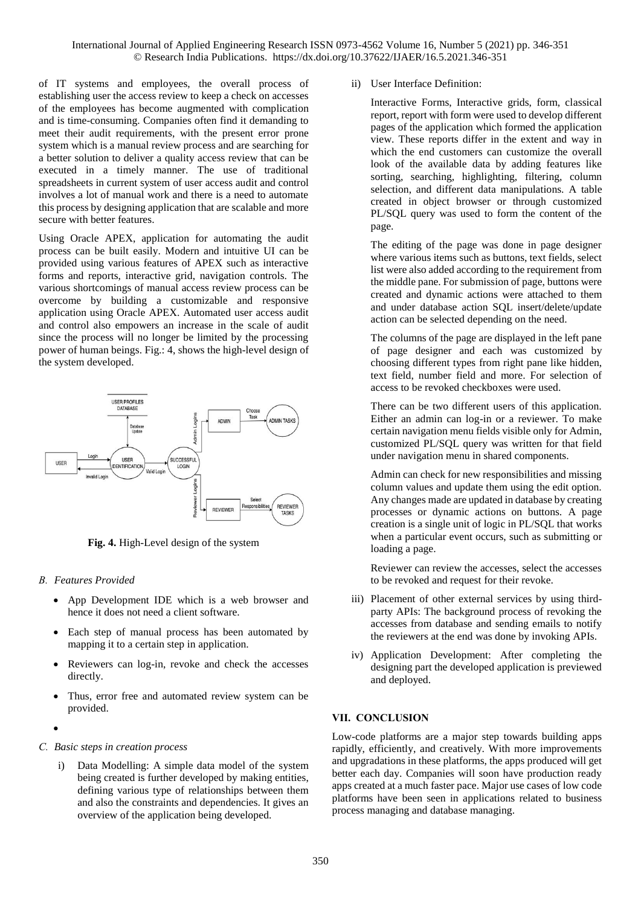of IT systems and employees, the overall process of establishing user the access review to keep a check on accesses of the employees has become augmented with complication and is time-consuming. Companies often find it demanding to meet their audit requirements, with the present error prone system which is a manual review process and are searching for a better solution to deliver a quality access review that can be executed in a timely manner. The use of traditional spreadsheets in current system of user access audit and control involves a lot of manual work and there is a need to automate this process by designing application that are scalable and more secure with better features.

Using Oracle APEX, application for automating the audit process can be built easily. Modern and intuitive UI can be provided using various features of APEX such as interactive forms and reports, interactive grid, navigation controls. The various shortcomings of manual access review process can be overcome by building a customizable and responsive application using Oracle APEX. Automated user access audit and control also empowers an increase in the scale of audit since the process will no longer be limited by the processing power of human beings. Fig.: 4, shows the high-level design of the system developed.

**Fig. 4.** High-Level design of the system

### *B. Features Provided*

- App Development IDE which is a web browser and hence it does not need a client software.
- Each step of manual process has been automated by mapping it to a certain step in application.
- Reviewers can log-in, revoke and check the accesses directly.
- Thus, error free and automated review system can be provided.

### *C. Basic steps in creation process*

i) Data Modelling: A simple data model of the system being created is further developed by making entities, defining various type of relationships between them and also the constraints and dependencies. It gives an overview of the application being developed.

ii) User Interface Definition:

Interactive Forms, Interactive grids, form, classical report, report with form were used to develop different pages of the application which formed the application view. These reports differ in the extent and way in which the end customers can customize the overall look of the available data by adding features like sorting, searching, highlighting, filtering, column selection, and different data manipulations. A table created in object browser or through customized PL/SQL query was used to form the content of the page.

The editing of the page was done in page designer where various items such as buttons, text fields, select list were also added according to the requirement from the middle pane. For submission of page, buttons were created and dynamic actions were attached to them and under database action SQL insert/delete/update action can be selected depending on the need.

The columns of the page are displayed in the left pane of page designer and each was customized by choosing different types from right pane like hidden, text field, number field and more. For selection of access to be revoked checkboxes were used.

There can be two different users of this application. Either an admin can log-in or a reviewer. To make certain navigation menu fields visible only for Admin, customized PL/SQL query was written for that field under navigation menu in shared components.

Admin can check for new responsibilities and missing column values and update them using the edit option. Any changes made are updated in database by creating processes or dynamic actions on buttons. A page creation is a single unit of logic in PL/SQL that works when a particular event occurs, such as submitting or loading a page.

Reviewer can review the accesses, select the accesses to be revoked and request for their revoke.

iii) Placement of other external services by using third-party APIs: The background process of revoking the accesses from database and sending emails to notify the reviewers at the end was done by invoking APIs.

iv) Application Development: After completing the designing part the developed application is previewed and deployed.

## VII. CONCLUSION

Low-code platforms are a major step towards building apps rapidly, efficiently, and creatively. With more improvements and upgradations in these platforms, the apps produced will get better each day. Companies will soon have production ready apps created at a much faster pace. Major use cases of low code platforms have been seen in applications related to business process managing and database managing.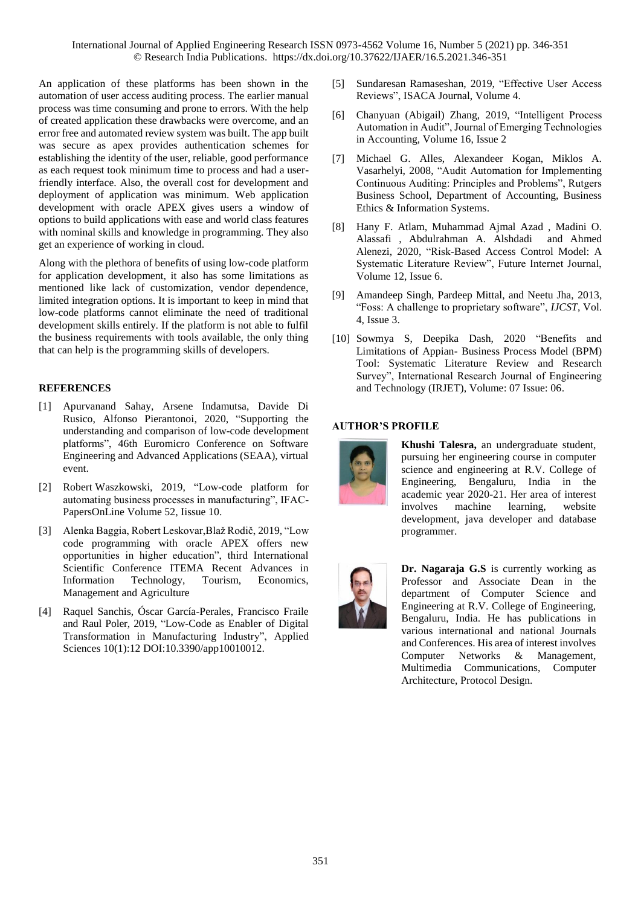An application of these platforms has been shown in the automation of user access auditing process. The earlier manual process was time consuming and prone to errors. With the help of created application these drawbacks were overcome, and an error free and automated review system was built. The app built was secure as apex provides authentication schemes for establishing the identity of the user, reliable, good performance as each request took minimum time to process and had a user-friendly interface. Also, the overall cost for development and deployment of application was minimum. Web application development with oracle APEX gives users a window of options to build applications with ease and world class features with nominal skills and knowledge in programming. They also get an experience of working in cloud.

Along with the plethora of benefits of using low-code platform for application development, it also has some limitations as mentioned like lack of customization, vendor dependence, limited integration options. It is important to keep in mind that low-code platforms cannot eliminate the need of traditional development skills entirely. If the platform is not able to fulfil the business requirements with tools available, the only thing that can help is the programming skills of developers.

## REFERENCES

[1] Apurvanand Sahay, Arsene Indamutsa, Davide Di Rusico, Alfonso Pierantonoi, 2020, "Supporting the understanding and comparison of low-code development platforms", 46th Euromicro Conference on Software Engineering and Advanced Applications (SEAA), virtual event.

[2] Robert Waszkowski, 2019, "Low-code platform for automating business processes in manufacturing", IFAC-PapersOnLine Volume 52, Iissue 10.

[3] Alenka Baggia, Robert Leskovar,Blaž Rodič, 2019, "Low code programming with oracle APEX offers new opportunities in higher education", third International Scientific Conference ITEMA Recent Advances in Information Technology, Tourism, Economics, Management and Agriculture

[4] Raquel Sanchis, Óscar García-Perales, Francisco Fraile and Raul Poler, 2019, "Low-Code as Enabler of Digital Transformation in Manufacturing Industry", Applied Sciences 10(1):12 DOI:10.3390/app10010012.

[5] Sundaresan Ramaseshan, 2019, "Effective User Access Reviews", ISACA Journal, Volume 4.

[6] Chanyuan (Abigail) Zhang, 2019, "Intelligent Process Automation in Audit", Journal of Emerging Technologies in Accounting, Volume 16, Issue 2

[7] Michael G. Alles, Alexandeer Kogan, Miklos A. Vasarhelyi, 2008, "Audit Automation for Implementing Continuous Auditing: Principles and Problems", Rutgers Business School, Department of Accounting, Business Ethics & Information Systems.

[8] Hany F. Atlam, Muhammad Ajmal Azad , Madini O. Alassafi , Abdulrahman A. Alshdadi and Ahmed Alenezi, 2020, "Risk-Based Access Control Model: A Systematic Literature Review", Future Internet Journal, Volume 12, Issue 6.

[9] Amandeep Singh, Pardeep Mittal, and Neetu Jha, 2013, "Foss: A challenge to proprietary software", *IJCST*, Vol. 4, Issue 3.

[10] Sowmya S, Deepika Dash, 2020 "Benefits and Limitations of Appian- Business Process Model (BPM) Tool: Systematic Literature Review and Research Survey", International Research Journal of Engineering and Technology (IRJET), Volume: 07 Issue: 06.

## AUTHOR'S PROFILE

**Khushi Talesra,** an undergraduate student, pursuing her engineering course in computer science and engineering at R.V. College of Engineering, Bengaluru, India in the academic year 2020-21. Her area of interest involves machine learning, website development, java developer and database programmer.

**Dr. Nagaraja G.S** is currently working as Professor and Associate Dean in the department of Computer Science and Engineering at R.V. College of Engineering, Bengaluru, India. He has publications in various international and national Journals and Conferences. His area of interest involves Computer Networks & Management, Multimedia Communications, Computer Architecture, Protocol Design.